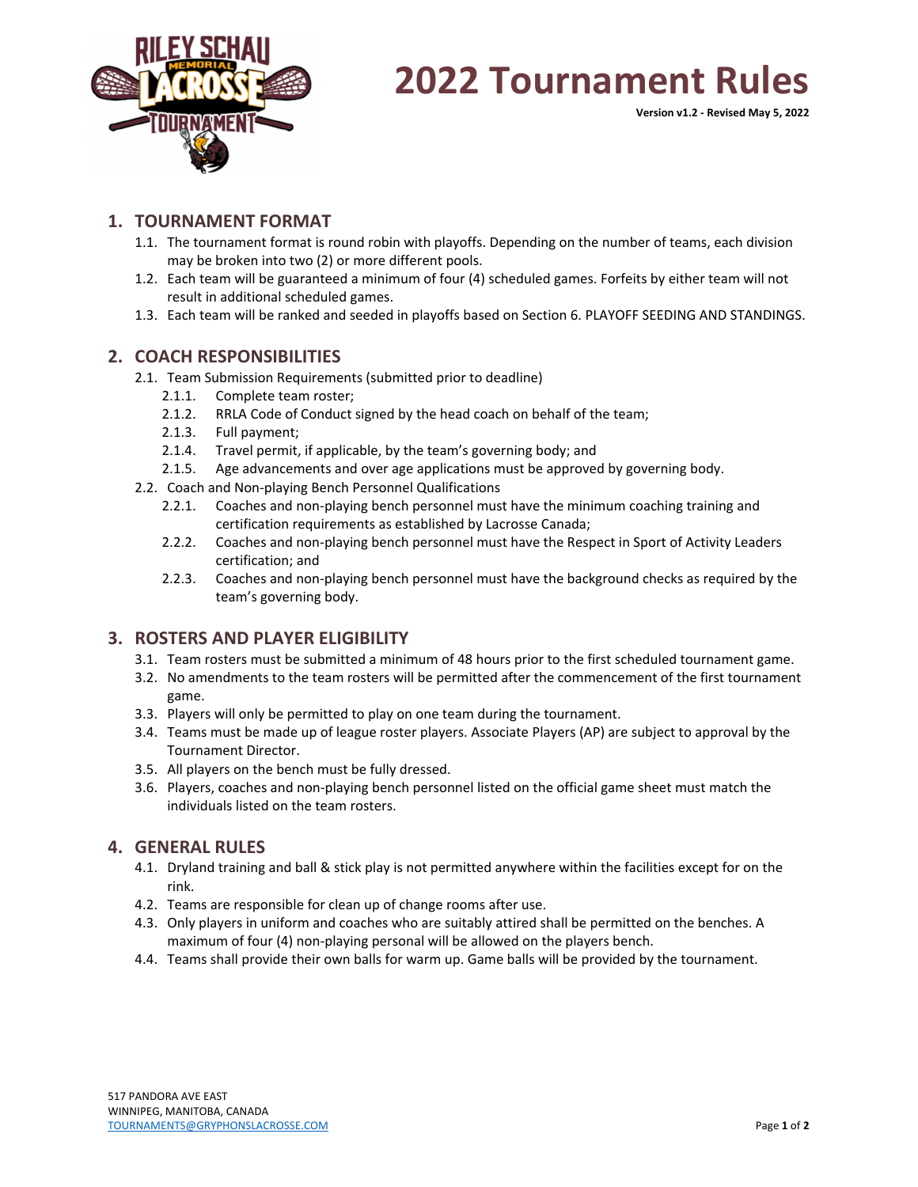# 2022 Tournament Rules

**Version v1.2 - Revised May 5, 2022**

## 1. TOURNAMENT FORMAT

1.1. The tournament format is round robin with playoffs. Depending on the number of teams, each division may be broken into two (2) or more different pools.

1.2. Each team will be guaranteed a minimum of four (4) scheduled games. Forfeits by either team will not result in additional scheduled games.

1.3. Each team will be ranked and seeded in playoffs based on Section 6. PLAYOFF SEEDING AND STANDINGS.

## 2. COACH RESPONSIBILITIES

2.1. Team Submission Requirements (submitted prior to deadline)

- 2.1.1. Complete team roster;
- 2.1.2. RRLA Code of Conduct signed by the head coach on behalf of the team;
- 2.1.3. Full payment;
- 2.1.4. Travel permit, if applicable, by the team's governing body; and
- 2.1.5. Age advancements and over age applications must be approved by governing body.

2.2. Coach and Non-playing Bench Personnel Qualifications

- 2.2.1. Coaches and non-playing bench personnel must have the minimum coaching training and certification requirements as established by Lacrosse Canada;
- 2.2.2. Coaches and non-playing bench personnel must have the Respect in Sport of Activity Leaders certification; and
- 2.2.3. Coaches and non-playing bench personnel must have the background checks as required by the team's governing body.

## 3. ROSTERS AND PLAYER ELIGIBILITY

3.1. Team rosters must be submitted a minimum of 48 hours prior to the first scheduled tournament game.

3.2. No amendments to the team rosters will be permitted after the commencement of the first tournament game.

3.3. Players will only be permitted to play on one team during the tournament.

3.4. Teams must be made up of league roster players. Associate Players (AP) are subject to approval by the Tournament Director.

3.5. All players on the bench must be fully dressed.

3.6. Players, coaches and non-playing bench personnel listed on the official game sheet must match the individuals listed on the team rosters.

## 4. GENERAL RULES

4.1. Dryland training and ball & stick play is not permitted anywhere within the facilities except for on the rink.

4.2. Teams are responsible for clean up of change rooms after use.

4.3. Only players in uniform and coaches who are suitably attired shall be permitted on the benches. A maximum of four (4) non-playing personal will be allowed on the players bench.

4.4. Teams shall provide their own balls for warm up. Game balls will be provided by the tournament.

517 PANDORA AVE EAST
WINNIPEG, MANITOBA, CANADA
TOURNAMENTS@GRYPHONSLACROSSE.COM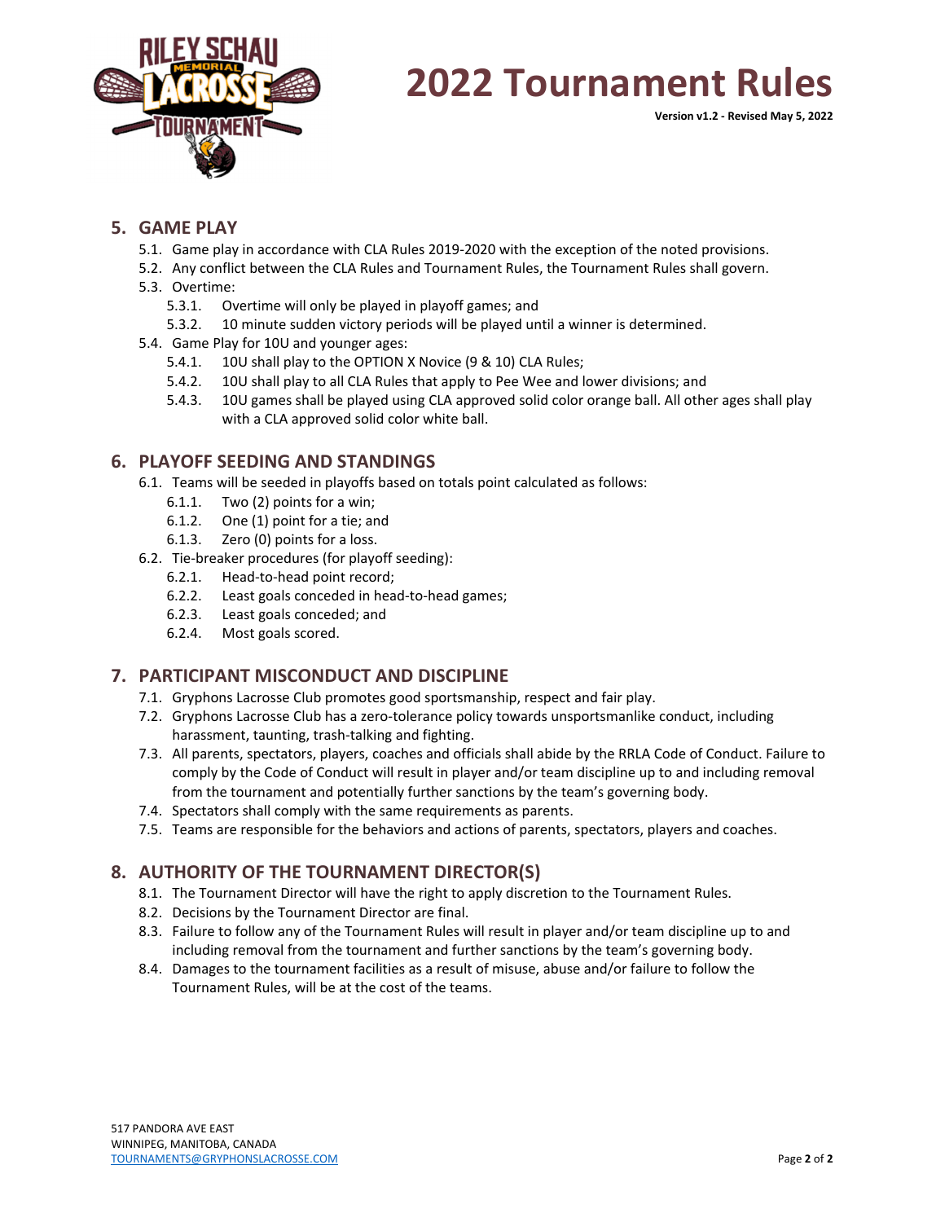# 2022 Tournament Rules

**Version v1.2 - Revised May 5, 2022**

## 5. GAME PLAY

5.1. Game play in accordance with CLA Rules 2019-2020 with the exception of the noted provisions.

5.2. Any conflict between the CLA Rules and Tournament Rules, the Tournament Rules shall govern.

5.3. Overtime:

- 5.3.1. Overtime will only be played in playoff games; and
- 5.3.2. 10 minute sudden victory periods will be played until a winner is determined.

5.4. Game Play for 10U and younger ages:

- 5.4.1. 10U shall play to the OPTION X Novice (9 & 10) CLA Rules;
- 5.4.2. 10U shall play to all CLA Rules that apply to Pee Wee and lower divisions; and
- 5.4.3. 10U games shall be played using CLA approved solid color orange ball. All other ages shall play with a CLA approved solid color white ball.

## 6. PLAYOFF SEEDING AND STANDINGS

6.1. Teams will be seeded in playoffs based on totals point calculated as follows:

- 6.1.1. Two (2) points for a win;
- 6.1.2. One (1) point for a tie; and
- 6.1.3. Zero (0) points for a loss.

6.2. Tie-breaker procedures (for playoff seeding):

- 6.2.1. Head-to-head point record;
- 6.2.2. Least goals conceded in head-to-head games;
- 6.2.3. Least goals conceded; and
- 6.2.4. Most goals scored.

## 7. PARTICIPANT MISCONDUCT AND DISCIPLINE

7.1. Gryphons Lacrosse Club promotes good sportsmanship, respect and fair play.

7.2. Gryphons Lacrosse Club has a zero-tolerance policy towards unsportsmanlike conduct, including harassment, taunting, trash-talking and fighting.

7.3. All parents, spectators, players, coaches and officials shall abide by the RRLA Code of Conduct. Failure to comply by the Code of Conduct will result in player and/or team discipline up to and including removal from the tournament and potentially further sanctions by the team's governing body.

7.4. Spectators shall comply with the same requirements as parents.

7.5. Teams are responsible for the behaviors and actions of parents, spectators, players and coaches.

## 8. AUTHORITY OF THE TOURNAMENT DIRECTOR(S)

8.1. The Tournament Director will have the right to apply discretion to the Tournament Rules.

8.2. Decisions by the Tournament Director are final.

8.3. Failure to follow any of the Tournament Rules will result in player and/or team discipline up to and including removal from the tournament and further sanctions by the team's governing body.

8.4. Damages to the tournament facilities as a result of misuse, abuse and/or failure to follow the Tournament Rules, will be at the cost of the teams.

517 PANDORA AVE EAST
WINNIPEG, MANITOBA, CANADA
TOURNAMENTS@GRYPHONSLACROSSE.COM